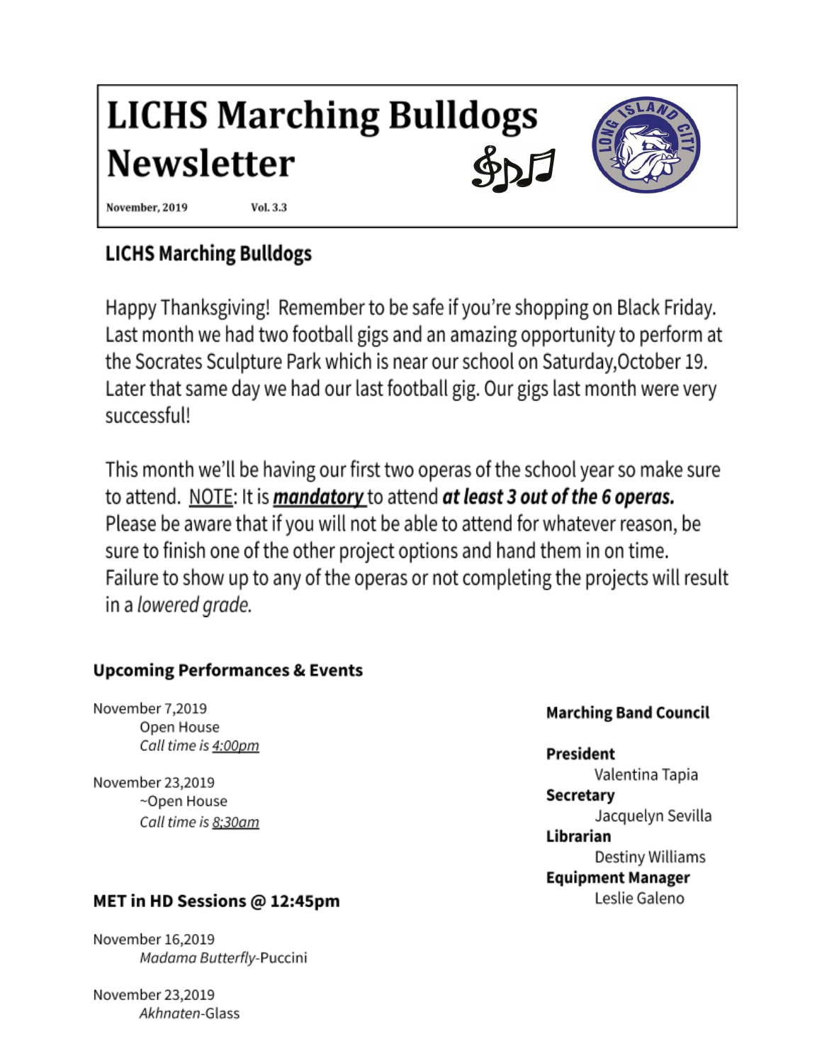# LICHS Marching Bulldogs Newsletter

November, 2019 Vol. 3.3

## LICHS Marching Bulldogs

Happy Thanksgiving! Remember to be safe if you're shopping on Black Friday. Last month we had two football gigs and an amazing opportunity to perform at the Socrates Sculpture Park which is near our school on Saturday,October 19. Later that same day we had our last football gig. Our gigs last month were very successful!

This month we'll be having our first two operas of the school year so make sure to attend. NOTE: It is ***mandatory*** to attend ***at least 3 out of the 6 operas.*** Please be aware that if you will not be able to attend for whatever reason, be sure to finish one of the other project options and hand them in on time. Failure to show up to any of the operas or not completing the projects will result in a *lowered grade.*

### Upcoming Performances & Events

November 7,2019
- Open House
- *Call time is 4:00pm*

November 23,2019
- ~Open House
- *Call time is 8:30am*

### MET in HD Sessions @ 12:45pm

November 16,2019
- *Madama Butterfly*-Puccini

November 23,2019
- *Akhnaten*-Glass

### Marching Band Council

**President**
Valentina Tapia

**Secretary**
Jacquelyn Sevilla

**Librarian**
Destiny Williams

**Equipment Manager**
Leslie Galeno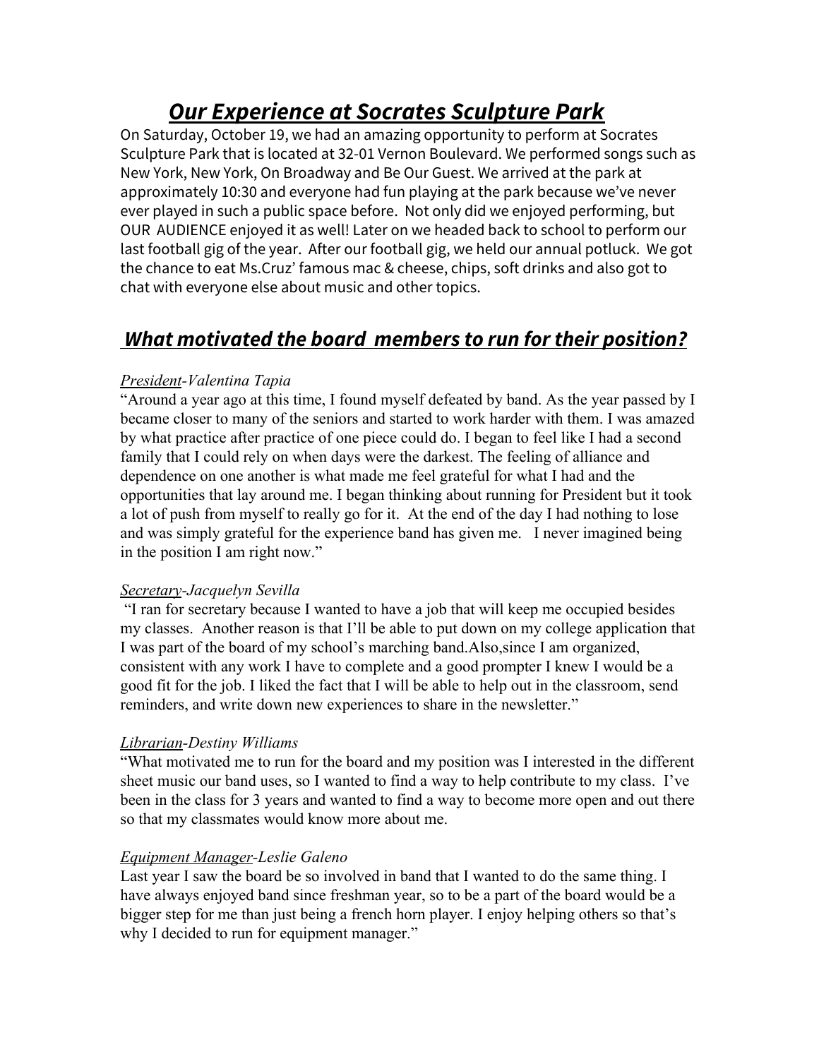# ***Our Experience at Socrates Sculpture Park***

On Saturday, October 19, we had an amazing opportunity to perform at Socrates Sculpture Park that is located at 32-01 Vernon Boulevard. We performed songs such as New York, New York, On Broadway and Be Our Guest. We arrived at the park at approximately 10:30 and everyone had fun playing at the park because we've never ever played in such a public space before. Not only did we enjoyed performing, but OUR AUDIENCE enjoyed it as well! Later on we headed back to school to perform our last football gig of the year. After our football gig, we held our annual potluck. We got the chance to eat Ms.Cruz' famous mac & cheese, chips, soft drinks and also got to chat with everyone else about music and other topics.

## ***What motivated the board members to run for their position?***

*President-Valentina Tapia*

"Around a year ago at this time, I found myself defeated by band. As the year passed by I became closer to many of the seniors and started to work harder with them. I was amazed by what practice after practice of one piece could do. I began to feel like I had a second family that I could rely on when days were the darkest. The feeling of alliance and dependence on one another is what made me feel grateful for what I had and the opportunities that lay around me. I began thinking about running for President but it took a lot of push from myself to really go for it. At the end of the day I had nothing to lose and was simply grateful for the experience band has given me. I never imagined being in the position I am right now."

*Secretary-Jacquelyn Sevilla*

"I ran for secretary because I wanted to have a job that will keep me occupied besides my classes. Another reason is that I'll be able to put down on my college application that I was part of the board of my school's marching band.Also,since I am organized, consistent with any work I have to complete and a good prompter I knew I would be a good fit for the job. I liked the fact that I will be able to help out in the classroom, send reminders, and write down new experiences to share in the newsletter."

*Librarian-Destiny Williams*

"What motivated me to run for the board and my position was I interested in the different sheet music our band uses, so I wanted to find a way to help contribute to my class. I've been in the class for 3 years and wanted to find a way to become more open and out there so that my classmates would know more about me.

*Equipment Manager-Leslie Galeno*

Last year I saw the board be so involved in band that I wanted to do the same thing. I have always enjoyed band since freshman year, so to be a part of the board would be a bigger step for me than just being a french horn player. I enjoy helping others so that's why I decided to run for equipment manager."